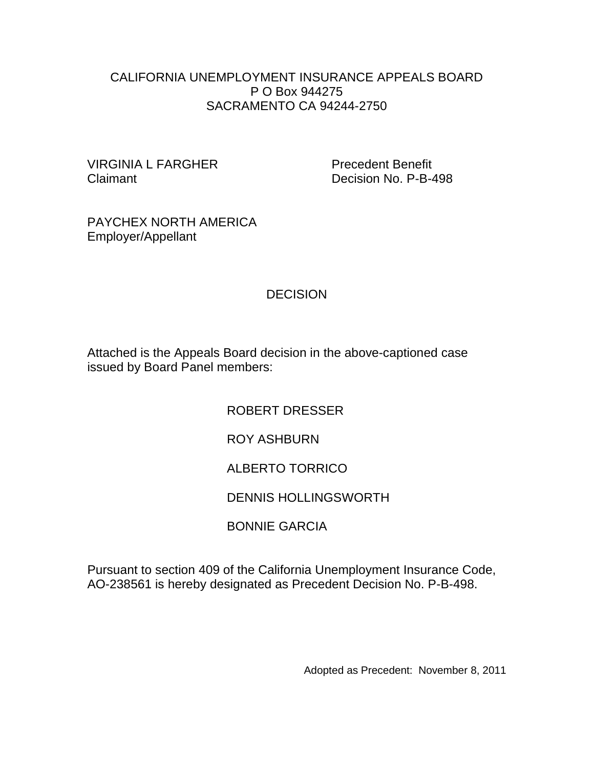CALIFORNIA UNEMPLOYMENT INSURANCE APPEALS BOARD
P O Box 944275
SACRAMENTO CA 94244-2750

VIRGINIA L FARGHER
Claimant

Precedent Benefit
Decision No. P-B-498

PAYCHEX NORTH AMERICA
Employer/Appellant

# DECISION

Attached is the Appeals Board decision in the above-captioned case issued by Board Panel members:

ROBERT DRESSER

ROY ASHBURN

ALBERTO TORRICO

DENNIS HOLLINGSWORTH

BONNIE GARCIA

Pursuant to section 409 of the California Unemployment Insurance Code, AO-238561 is hereby designated as Precedent Decision No. P-B-498.

Adopted as Precedent: November 8, 2011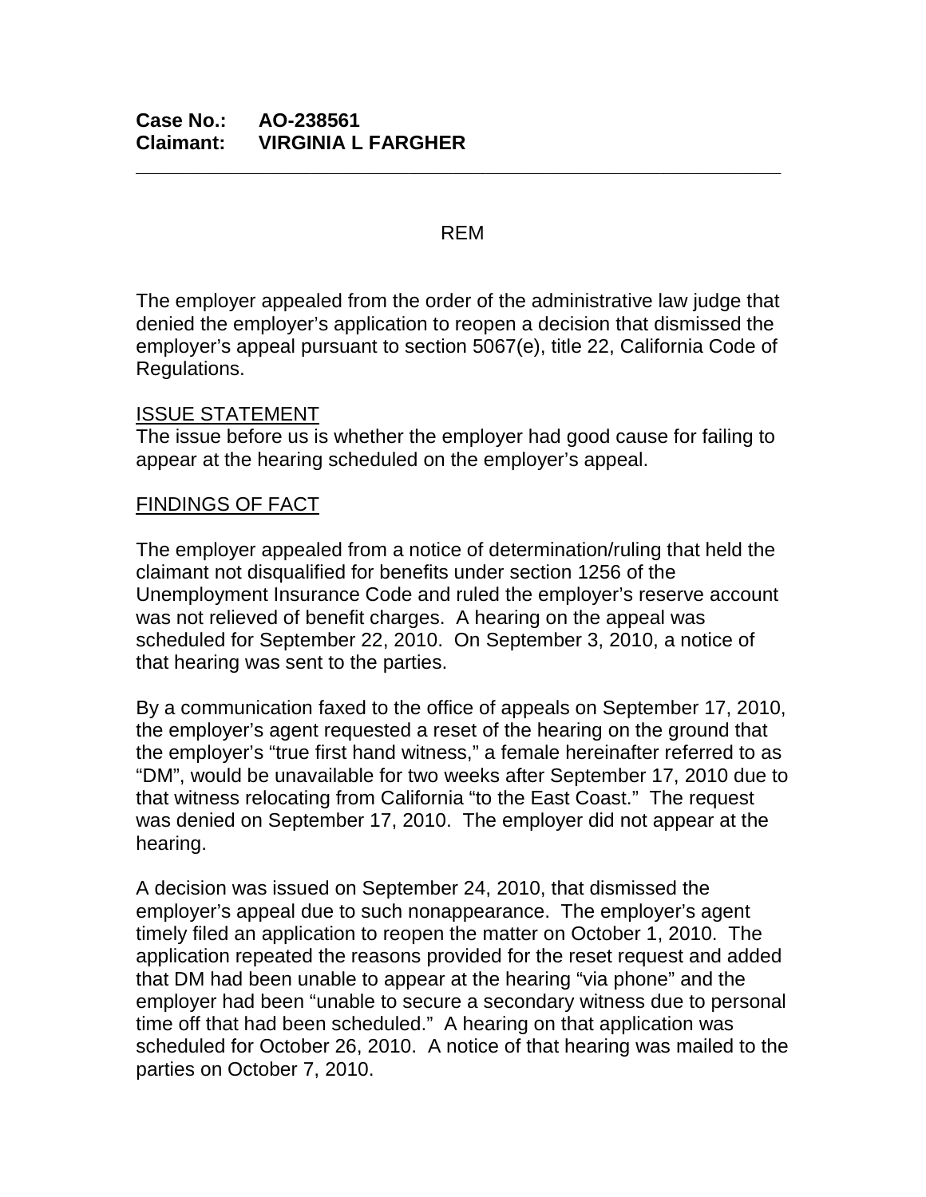**Case No.: AO-238561**
**Claimant: VIRGINIA L FARGHER**

---

REM

The employer appealed from the order of the administrative law judge that denied the employer's application to reopen a decision that dismissed the employer's appeal pursuant to section 5067(e), title 22, California Code of Regulations.

ISSUE STATEMENT
The issue before us is whether the employer had good cause for failing to appear at the hearing scheduled on the employer's appeal.

FINDINGS OF FACT

The employer appealed from a notice of determination/ruling that held the claimant not disqualified for benefits under section 1256 of the Unemployment Insurance Code and ruled the employer's reserve account was not relieved of benefit charges. A hearing on the appeal was scheduled for September 22, 2010. On September 3, 2010, a notice of that hearing was sent to the parties.

By a communication faxed to the office of appeals on September 17, 2010, the employer's agent requested a reset of the hearing on the ground that the employer's "true first hand witness," a female hereinafter referred to as "DM", would be unavailable for two weeks after September 17, 2010 due to that witness relocating from California "to the East Coast." The request was denied on September 17, 2010. The employer did not appear at the hearing.

A decision was issued on September 24, 2010, that dismissed the employer's appeal due to such nonappearance. The employer's agent timely filed an application to reopen the matter on October 1, 2010. The application repeated the reasons provided for the reset request and added that DM had been unable to appear at the hearing "via phone" and the employer had been "unable to secure a secondary witness due to personal time off that had been scheduled." A hearing on that application was scheduled for October 26, 2010. A notice of that hearing was mailed to the parties on October 7, 2010.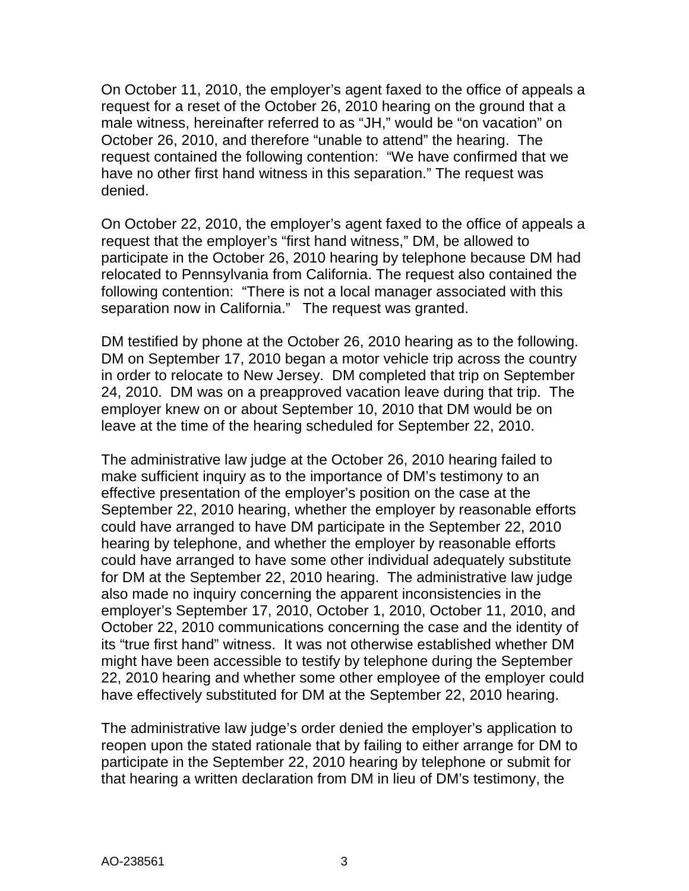On October 11, 2010, the employer's agent faxed to the office of appeals a request for a reset of the October 26, 2010 hearing on the ground that a male witness, hereinafter referred to as "JH," would be "on vacation" on October 26, 2010, and therefore "unable to attend" the hearing. The request contained the following contention: "We have confirmed that we have no other first hand witness in this separation." The request was denied.

On October 22, 2010, the employer's agent faxed to the office of appeals a request that the employer's "first hand witness," DM, be allowed to participate in the October 26, 2010 hearing by telephone because DM had relocated to Pennsylvania from California. The request also contained the following contention: "There is not a local manager associated with this separation now in California." The request was granted.

DM testified by phone at the October 26, 2010 hearing as to the following. DM on September 17, 2010 began a motor vehicle trip across the country in order to relocate to New Jersey. DM completed that trip on September 24, 2010. DM was on a preapproved vacation leave during that trip. The employer knew on or about September 10, 2010 that DM would be on leave at the time of the hearing scheduled for September 22, 2010.

The administrative law judge at the October 26, 2010 hearing failed to make sufficient inquiry as to the importance of DM's testimony to an effective presentation of the employer's position on the case at the September 22, 2010 hearing, whether the employer by reasonable efforts could have arranged to have DM participate in the September 22, 2010 hearing by telephone, and whether the employer by reasonable efforts could have arranged to have some other individual adequately substitute for DM at the September 22, 2010 hearing. The administrative law judge also made no inquiry concerning the apparent inconsistencies in the employer's September 17, 2010, October 1, 2010, October 11, 2010, and October 22, 2010 communications concerning the case and the identity of its "true first hand" witness. It was not otherwise established whether DM might have been accessible to testify by telephone during the September 22, 2010 hearing and whether some other employee of the employer could have effectively substituted for DM at the September 22, 2010 hearing.

The administrative law judge's order denied the employer's application to reopen upon the stated rationale that by failing to either arrange for DM to participate in the September 22, 2010 hearing by telephone or submit for that hearing a written declaration from DM in lieu of DM's testimony, the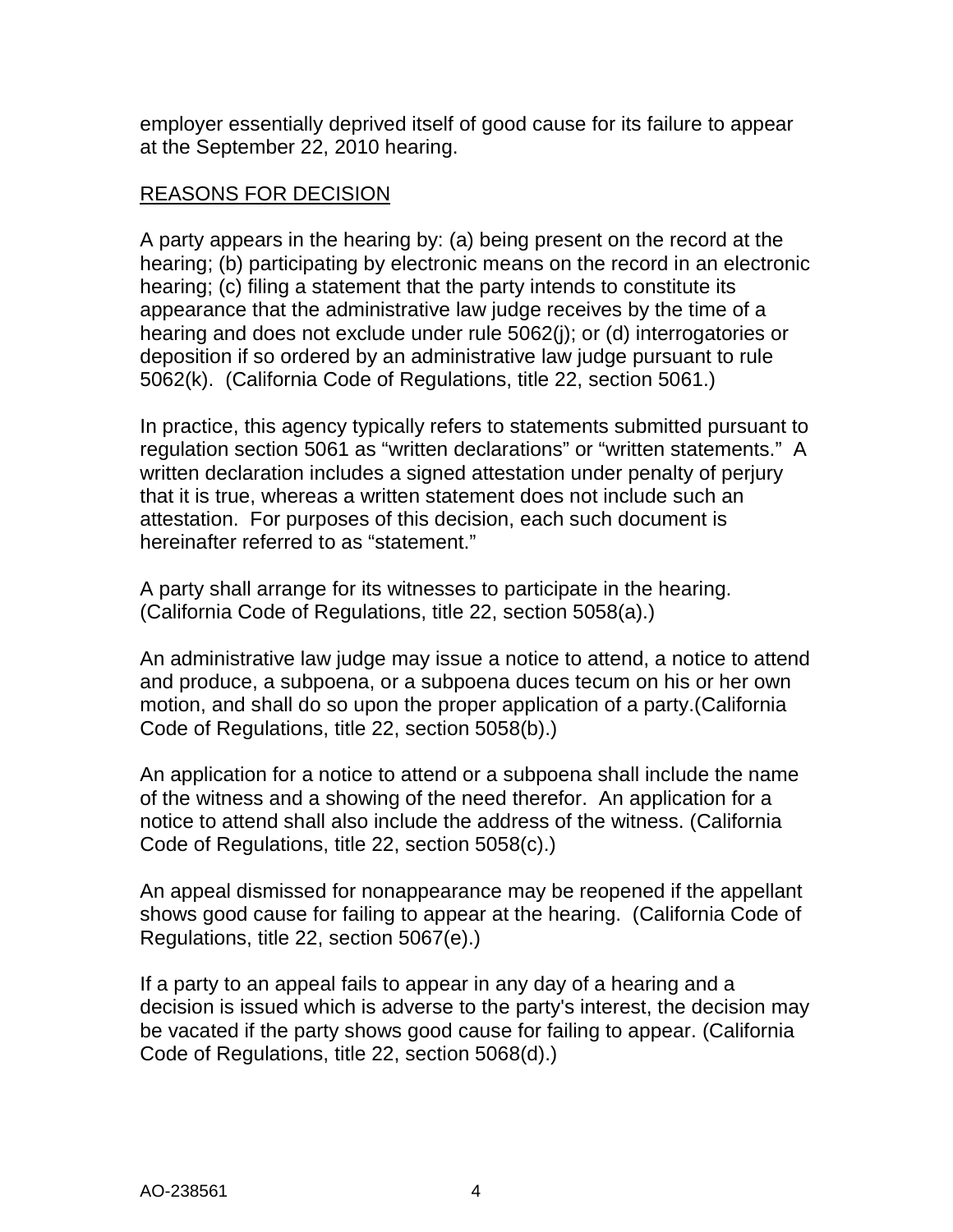employer essentially deprived itself of good cause for its failure to appear at the September 22, 2010 hearing.

## REASONS FOR DECISION

A party appears in the hearing by: (a) being present on the record at the hearing; (b) participating by electronic means on the record in an electronic hearing; (c) filing a statement that the party intends to constitute its appearance that the administrative law judge receives by the time of a hearing and does not exclude under rule 5062(j); or (d) interrogatories or deposition if so ordered by an administrative law judge pursuant to rule 5062(k). (California Code of Regulations, title 22, section 5061.)

In practice, this agency typically refers to statements submitted pursuant to regulation section 5061 as "written declarations" or "written statements." A written declaration includes a signed attestation under penalty of perjury that it is true, whereas a written statement does not include such an attestation. For purposes of this decision, each such document is hereinafter referred to as "statement."

A party shall arrange for its witnesses to participate in the hearing. (California Code of Regulations, title 22, section 5058(a).)

An administrative law judge may issue a notice to attend, a notice to attend and produce, a subpoena, or a subpoena duces tecum on his or her own motion, and shall do so upon the proper application of a party.(California Code of Regulations, title 22, section 5058(b).)

An application for a notice to attend or a subpoena shall include the name of the witness and a showing of the need therefor. An application for a notice to attend shall also include the address of the witness. (California Code of Regulations, title 22, section 5058(c).)

An appeal dismissed for nonappearance may be reopened if the appellant shows good cause for failing to appear at the hearing. (California Code of Regulations, title 22, section 5067(e).)

If a party to an appeal fails to appear in any day of a hearing and a decision is issued which is adverse to the party's interest, the decision may be vacated if the party shows good cause for failing to appear. (California Code of Regulations, title 22, section 5068(d).)

AO-238561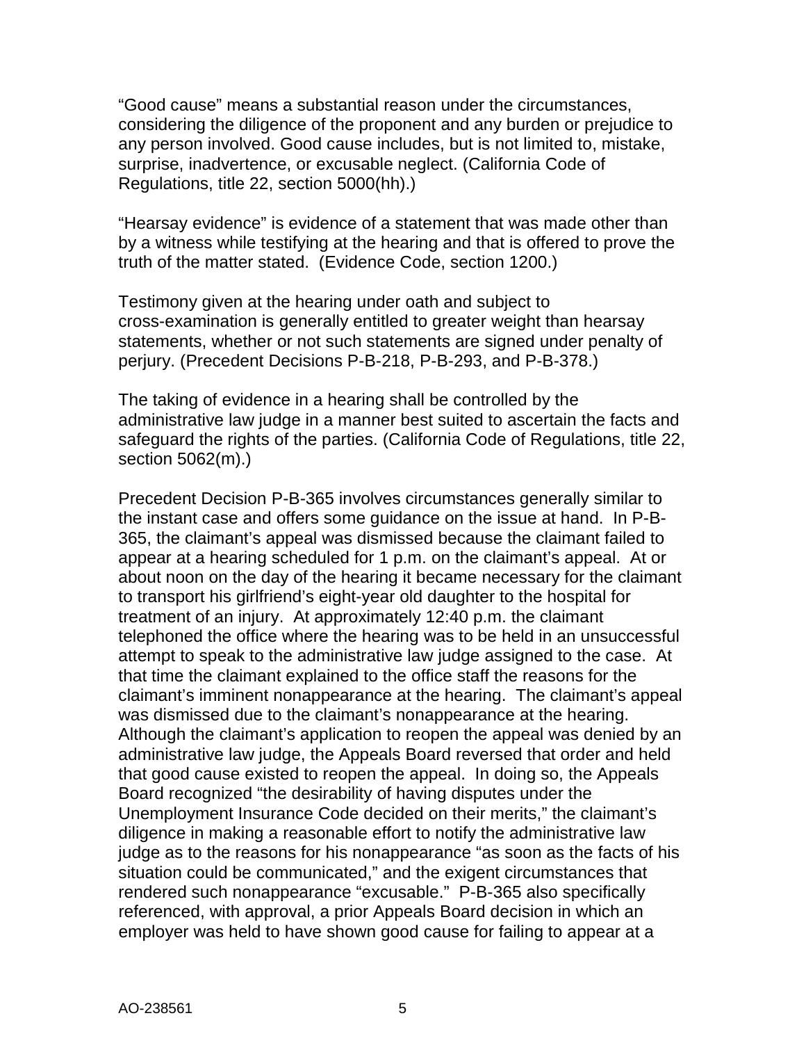"Good cause" means a substantial reason under the circumstances, considering the diligence of the proponent and any burden or prejudice to any person involved. Good cause includes, but is not limited to, mistake, surprise, inadvertence, or excusable neglect. (California Code of Regulations, title 22, section 5000(hh).)

"Hearsay evidence" is evidence of a statement that was made other than by a witness while testifying at the hearing and that is offered to prove the truth of the matter stated. (Evidence Code, section 1200.)

Testimony given at the hearing under oath and subject to cross-examination is generally entitled to greater weight than hearsay statements, whether or not such statements are signed under penalty of perjury. (Precedent Decisions P-B-218, P-B-293, and P-B-378.)

The taking of evidence in a hearing shall be controlled by the administrative law judge in a manner best suited to ascertain the facts and safeguard the rights of the parties. (California Code of Regulations, title 22, section 5062(m).)

Precedent Decision P-B-365 involves circumstances generally similar to the instant case and offers some guidance on the issue at hand. In P-B-365, the claimant's appeal was dismissed because the claimant failed to appear at a hearing scheduled for 1 p.m. on the claimant's appeal. At or about noon on the day of the hearing it became necessary for the claimant to transport his girlfriend's eight-year old daughter to the hospital for treatment of an injury. At approximately 12:40 p.m. the claimant telephoned the office where the hearing was to be held in an unsuccessful attempt to speak to the administrative law judge assigned to the case. At that time the claimant explained to the office staff the reasons for the claimant's imminent nonappearance at the hearing. The claimant's appeal was dismissed due to the claimant's nonappearance at the hearing. Although the claimant's application to reopen the appeal was denied by an administrative law judge, the Appeals Board reversed that order and held that good cause existed to reopen the appeal. In doing so, the Appeals Board recognized "the desirability of having disputes under the Unemployment Insurance Code decided on their merits," the claimant's diligence in making a reasonable effort to notify the administrative law judge as to the reasons for his nonappearance "as soon as the facts of his situation could be communicated," and the exigent circumstances that rendered such nonappearance "excusable." P-B-365 also specifically referenced, with approval, a prior Appeals Board decision in which an employer was held to have shown good cause for failing to appear at a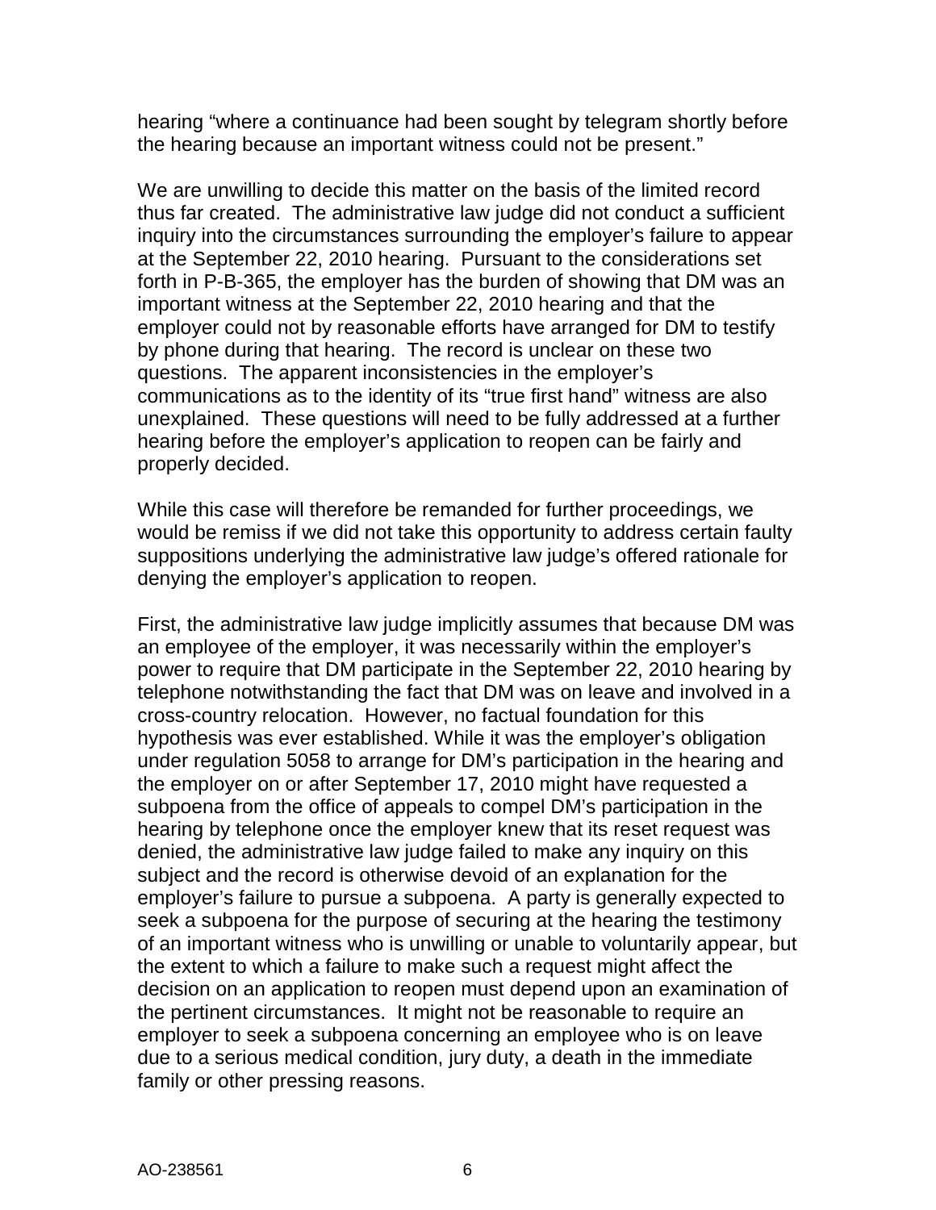hearing "where a continuance had been sought by telegram shortly before the hearing because an important witness could not be present."

We are unwilling to decide this matter on the basis of the limited record thus far created. The administrative law judge did not conduct a sufficient inquiry into the circumstances surrounding the employer's failure to appear at the September 22, 2010 hearing. Pursuant to the considerations set forth in P-B-365, the employer has the burden of showing that DM was an important witness at the September 22, 2010 hearing and that the employer could not by reasonable efforts have arranged for DM to testify by phone during that hearing. The record is unclear on these two questions. The apparent inconsistencies in the employer's communications as to the identity of its "true first hand" witness are also unexplained. These questions will need to be fully addressed at a further hearing before the employer's application to reopen can be fairly and properly decided.

While this case will therefore be remanded for further proceedings, we would be remiss if we did not take this opportunity to address certain faulty suppositions underlying the administrative law judge's offered rationale for denying the employer's application to reopen.

First, the administrative law judge implicitly assumes that because DM was an employee of the employer, it was necessarily within the employer's power to require that DM participate in the September 22, 2010 hearing by telephone notwithstanding the fact that DM was on leave and involved in a cross-country relocation. However, no factual foundation for this hypothesis was ever established. While it was the employer's obligation under regulation 5058 to arrange for DM's participation in the hearing and the employer on or after September 17, 2010 might have requested a subpoena from the office of appeals to compel DM's participation in the hearing by telephone once the employer knew that its reset request was denied, the administrative law judge failed to make any inquiry on this subject and the record is otherwise devoid of an explanation for the employer's failure to pursue a subpoena. A party is generally expected to seek a subpoena for the purpose of securing at the hearing the testimony of an important witness who is unwilling or unable to voluntarily appear, but the extent to which a failure to make such a request might affect the decision on an application to reopen must depend upon an examination of the pertinent circumstances. It might not be reasonable to require an employer to seek a subpoena concerning an employee who is on leave due to a serious medical condition, jury duty, a death in the immediate family or other pressing reasons.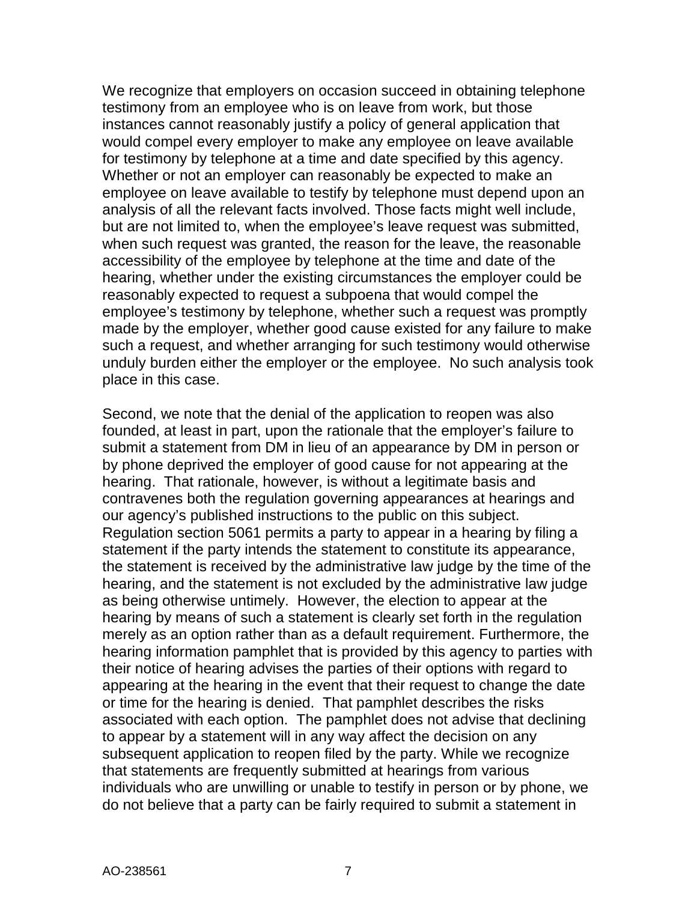We recognize that employers on occasion succeed in obtaining telephone testimony from an employee who is on leave from work, but those instances cannot reasonably justify a policy of general application that would compel every employer to make any employee on leave available for testimony by telephone at a time and date specified by this agency. Whether or not an employer can reasonably be expected to make an employee on leave available to testify by telephone must depend upon an analysis of all the relevant facts involved. Those facts might well include, but are not limited to, when the employee's leave request was submitted, when such request was granted, the reason for the leave, the reasonable accessibility of the employee by telephone at the time and date of the hearing, whether under the existing circumstances the employer could be reasonably expected to request a subpoena that would compel the employee's testimony by telephone, whether such a request was promptly made by the employer, whether good cause existed for any failure to make such a request, and whether arranging for such testimony would otherwise unduly burden either the employer or the employee. No such analysis took place in this case.

Second, we note that the denial of the application to reopen was also founded, at least in part, upon the rationale that the employer's failure to submit a statement from DM in lieu of an appearance by DM in person or by phone deprived the employer of good cause for not appearing at the hearing. That rationale, however, is without a legitimate basis and contravenes both the regulation governing appearances at hearings and our agency's published instructions to the public on this subject. Regulation section 5061 permits a party to appear in a hearing by filing a statement if the party intends the statement to constitute its appearance, the statement is received by the administrative law judge by the time of the hearing, and the statement is not excluded by the administrative law judge as being otherwise untimely. However, the election to appear at the hearing by means of such a statement is clearly set forth in the regulation merely as an option rather than as a default requirement. Furthermore, the hearing information pamphlet that is provided by this agency to parties with their notice of hearing advises the parties of their options with regard to appearing at the hearing in the event that their request to change the date or time for the hearing is denied. That pamphlet describes the risks associated with each option. The pamphlet does not advise that declining to appear by a statement will in any way affect the decision on any subsequent application to reopen filed by the party. While we recognize that statements are frequently submitted at hearings from various individuals who are unwilling or unable to testify in person or by phone, we do not believe that a party can be fairly required to submit a statement in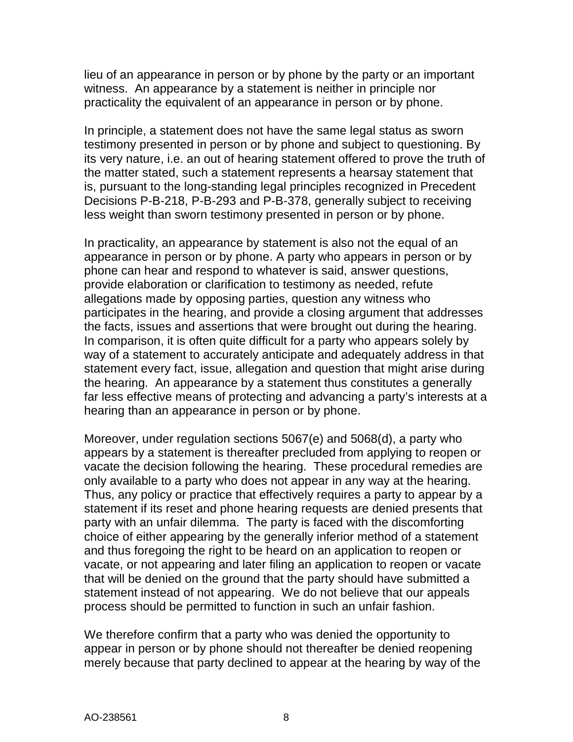lieu of an appearance in person or by phone by the party or an important witness. An appearance by a statement is neither in principle nor practicality the equivalent of an appearance in person or by phone.

In principle, a statement does not have the same legal status as sworn testimony presented in person or by phone and subject to questioning. By its very nature, i.e. an out of hearing statement offered to prove the truth of the matter stated, such a statement represents a hearsay statement that is, pursuant to the long-standing legal principles recognized in Precedent Decisions P-B-218, P-B-293 and P-B-378, generally subject to receiving less weight than sworn testimony presented in person or by phone.

In practicality, an appearance by statement is also not the equal of an appearance in person or by phone. A party who appears in person or by phone can hear and respond to whatever is said, answer questions, provide elaboration or clarification to testimony as needed, refute allegations made by opposing parties, question any witness who participates in the hearing, and provide a closing argument that addresses the facts, issues and assertions that were brought out during the hearing. In comparison, it is often quite difficult for a party who appears solely by way of a statement to accurately anticipate and adequately address in that statement every fact, issue, allegation and question that might arise during the hearing. An appearance by a statement thus constitutes a generally far less effective means of protecting and advancing a party's interests at a hearing than an appearance in person or by phone.

Moreover, under regulation sections 5067(e) and 5068(d), a party who appears by a statement is thereafter precluded from applying to reopen or vacate the decision following the hearing. These procedural remedies are only available to a party who does not appear in any way at the hearing. Thus, any policy or practice that effectively requires a party to appear by a statement if its reset and phone hearing requests are denied presents that party with an unfair dilemma. The party is faced with the discomforting choice of either appearing by the generally inferior method of a statement and thus foregoing the right to be heard on an application to reopen or vacate, or not appearing and later filing an application to reopen or vacate that will be denied on the ground that the party should have submitted a statement instead of not appearing. We do not believe that our appeals process should be permitted to function in such an unfair fashion.

We therefore confirm that a party who was denied the opportunity to appear in person or by phone should not thereafter be denied reopening merely because that party declined to appear at the hearing by way of the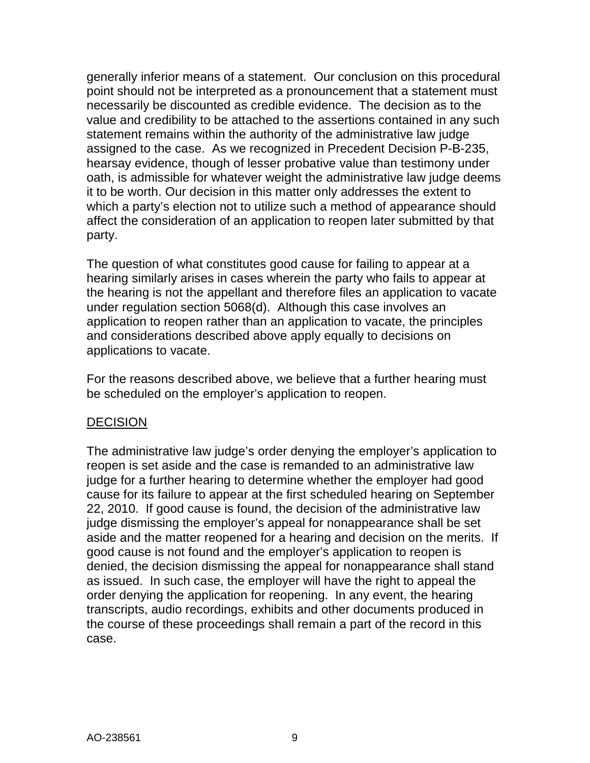generally inferior means of a statement. Our conclusion on this procedural point should not be interpreted as a pronouncement that a statement must necessarily be discounted as credible evidence. The decision as to the value and credibility to be attached to the assertions contained in any such statement remains within the authority of the administrative law judge assigned to the case. As we recognized in Precedent Decision P-B-235, hearsay evidence, though of lesser probative value than testimony under oath, is admissible for whatever weight the administrative law judge deems it to be worth. Our decision in this matter only addresses the extent to which a party's election not to utilize such a method of appearance should affect the consideration of an application to reopen later submitted by that party.

The question of what constitutes good cause for failing to appear at a hearing similarly arises in cases wherein the party who fails to appear at the hearing is not the appellant and therefore files an application to vacate under regulation section 5068(d). Although this case involves an application to reopen rather than an application to vacate, the principles and considerations described above apply equally to decisions on applications to vacate.

For the reasons described above, we believe that a further hearing must be scheduled on the employer's application to reopen.

## DECISION

The administrative law judge's order denying the employer's application to reopen is set aside and the case is remanded to an administrative law judge for a further hearing to determine whether the employer had good cause for its failure to appear at the first scheduled hearing on September 22, 2010. If good cause is found, the decision of the administrative law judge dismissing the employer's appeal for nonappearance shall be set aside and the matter reopened for a hearing and decision on the merits. If good cause is not found and the employer's application to reopen is denied, the decision dismissing the appeal for nonappearance shall stand as issued. In such case, the employer will have the right to appeal the order denying the application for reopening. In any event, the hearing transcripts, audio recordings, exhibits and other documents produced in the course of these proceedings shall remain a part of the record in this case.